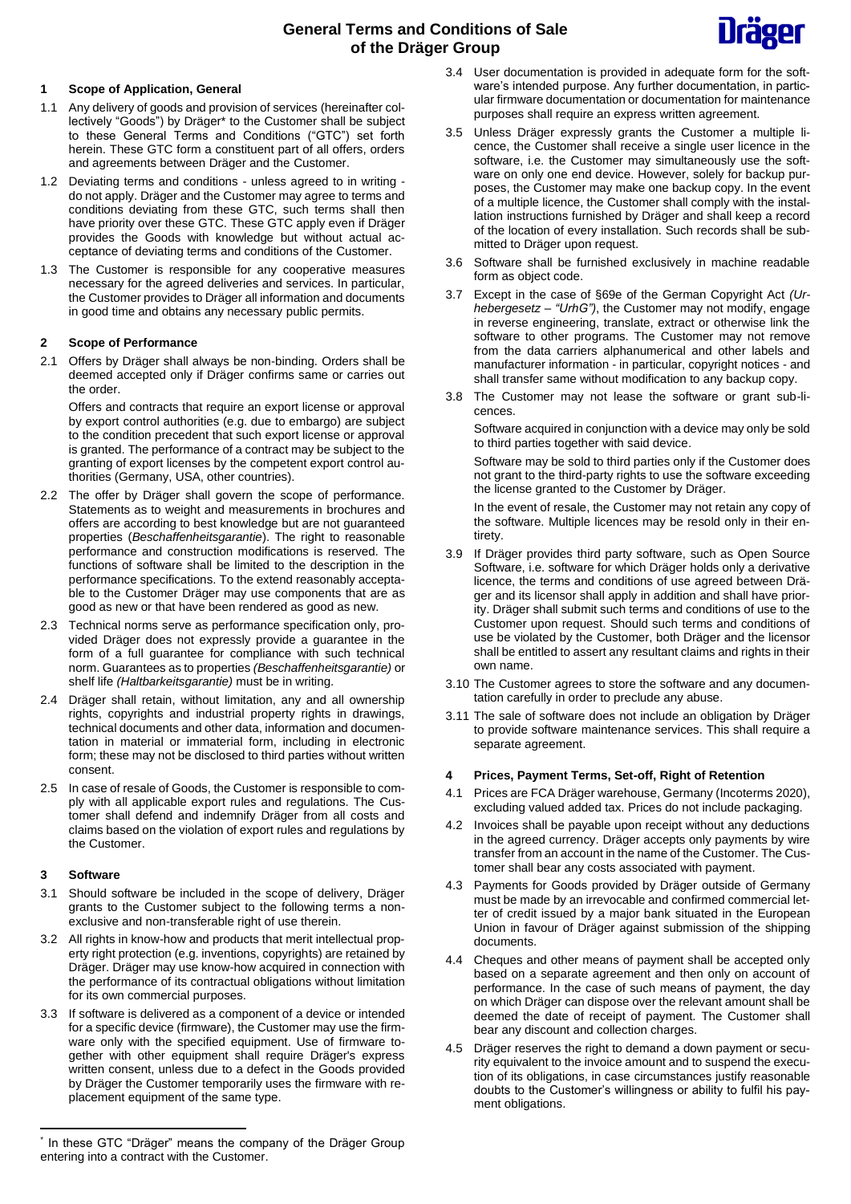# General Terms and Conditions of Sale of the Dräger Group

## 1 Scope of Application, General

1.1 Any delivery of goods and provision of services (hereinafter collectively "Goods") by Dräger* to the Customer shall be subject to these General Terms and Conditions ("GTC") set forth herein. These GTC form a constituent part of all offers, orders and agreements between Dräger and the Customer.

1.2 Deviating terms and conditions - unless agreed to in writing - do not apply. Dräger and the Customer may agree to terms and conditions deviating from these GTC, such terms shall then have priority over these GTC. These GTC apply even if Dräger provides the Goods with knowledge but without actual acceptance of deviating terms and conditions of the Customer.

1.3 The Customer is responsible for any cooperative measures necessary for the agreed deliveries and services. In particular, the Customer provides to Dräger all information and documents in good time and obtains any necessary public permits.

## 2 Scope of Performance

2.1 Offers by Dräger shall always be non-binding. Orders shall be deemed accepted only if Dräger confirms same or carries out the order.

Offers and contracts that require an export license or approval by export control authorities (e.g. due to embargo) are subject to the condition precedent that such export license or approval is granted. The performance of a contract may be subject to the granting of export licenses by the competent export control authorities (Germany, USA, other countries).

2.2 The offer by Dräger shall govern the scope of performance. Statements as to weight and measurements in brochures and offers are according to best knowledge but are not guaranteed properties (*Beschaffenheitsgarantie*). The right to reasonable performance and construction modifications is reserved. The functions of software shall be limited to the description in the performance specifications. To the extend reasonably acceptable to the Customer Dräger may use components that are as good as new or that have been rendered as good as new.

2.3 Technical norms serve as performance specification only, provided Dräger does not expressly provide a guarantee in the form of a full guarantee for compliance with such technical norm. Guarantees as to properties *(Beschaffenheitsgarantie)* or shelf life *(Haltbarkeitsgarantie)* must be in writing.

2.4 Dräger shall retain, without limitation, any and all ownership rights, copyrights and industrial property rights in drawings, technical documents and other data, information and documentation in material or immaterial form, including in electronic form; these may not be disclosed to third parties without written consent.

2.5 In case of resale of Goods, the Customer is responsible to comply with all applicable export rules and regulations. The Customer shall defend and indemnify Dräger from all costs and claims based on the violation of export rules and regulations by the Customer.

## 3 Software

3.1 Should software be included in the scope of delivery, Dräger grants to the Customer subject to the following terms a non-exclusive and non-transferable right of use therein.

3.2 All rights in know-how and products that merit intellectual property right protection (e.g. inventions, copyrights) are retained by Dräger. Dräger may use know-how acquired in connection with the performance of its contractual obligations without limitation for its own commercial purposes.

3.3 If software is delivered as a component of a device or intended for a specific device (firmware), the Customer may use the firmware only with the specified equipment. Use of firmware together with other equipment shall require Dräger's express written consent, unless due to a defect in the Goods provided by Dräger the Customer temporarily uses the firmware with replacement equipment of the same type.

3.4 User documentation is provided in adequate form for the software's intended purpose. Any further documentation, in particular firmware documentation or documentation for maintenance purposes shall require an express written agreement.

3.5 Unless Dräger expressly grants the Customer a multiple licence, the Customer shall receive a single user licence in the software, i.e. the Customer may simultaneously use the software on only one end device. However, solely for backup purposes, the Customer may make one backup copy. In the event of a multiple licence, the Customer shall comply with the installation instructions furnished by Dräger and shall keep a record of the location of every installation. Such records shall be submitted to Dräger upon request.

3.6 Software shall be furnished exclusively in machine readable form as object code.

3.7 Except in the case of §69e of the German Copyright Act *(Urhebergesetz – "UrhG")*, the Customer may not modify, engage in reverse engineering, translate, extract or otherwise link the software to other programs. The Customer may not remove from the data carriers alphanumerical and other labels and manufacturer information - in particular, copyright notices - and shall transfer same without modification to any backup copy.

3.8 The Customer may not lease the software or grant sub-licences.

Software acquired in conjunction with a device may only be sold to third parties together with said device.

Software may be sold to third parties only if the Customer does not grant to the third-party rights to use the software exceeding the license granted to the Customer by Dräger.

In the event of resale, the Customer may not retain any copy of the software. Multiple licences may be resold only in their entirety.

3.9 If Dräger provides third party software, such as Open Source Software, i.e. software for which Dräger holds only a derivative licence, the terms and conditions of use agreed between Dräger and its licensor shall apply in addition and shall have priority. Dräger shall submit such terms and conditions of use to the Customer upon request. Should such terms and conditions of use be violated by the Customer, both Dräger and the licensor shall be entitled to assert any resultant claims and rights in their own name.

3.10 The Customer agrees to store the software and any documentation carefully in order to preclude any abuse.

3.11 The sale of software does not include an obligation by Dräger to provide software maintenance services. This shall require a separate agreement.

## 4 Prices, Payment Terms, Set-off, Right of Retention

4.1 Prices are FCA Dräger warehouse, Germany (Incoterms 2020), excluding valued added tax. Prices do not include packaging.

4.2 Invoices shall be payable upon receipt without any deductions in the agreed currency. Dräger accepts only payments by wire transfer from an account in the name of the Customer. The Customer shall bear any costs associated with payment.

4.3 Payments for Goods provided by Dräger outside of Germany must be made by an irrevocable and confirmed commercial letter of credit issued by a major bank situated in the European Union in favour of Dräger against submission of the shipping documents.

4.4 Cheques and other means of payment shall be accepted only based on a separate agreement and then only on account of performance. In the case of such means of payment, the day on which Dräger can dispose over the relevant amount shall be deemed the date of receipt of payment. The Customer shall bear any discount and collection charges.

4.5 Dräger reserves the right to demand a down payment or security equivalent to the invoice amount and to suspend the execution of its obligations, in case circumstances justify reasonable doubts to the Customer's willingness or ability to fulfil his payment obligations.

---

* In these GTC "Dräger" means the company of the Dräger Group entering into a contract with the Customer.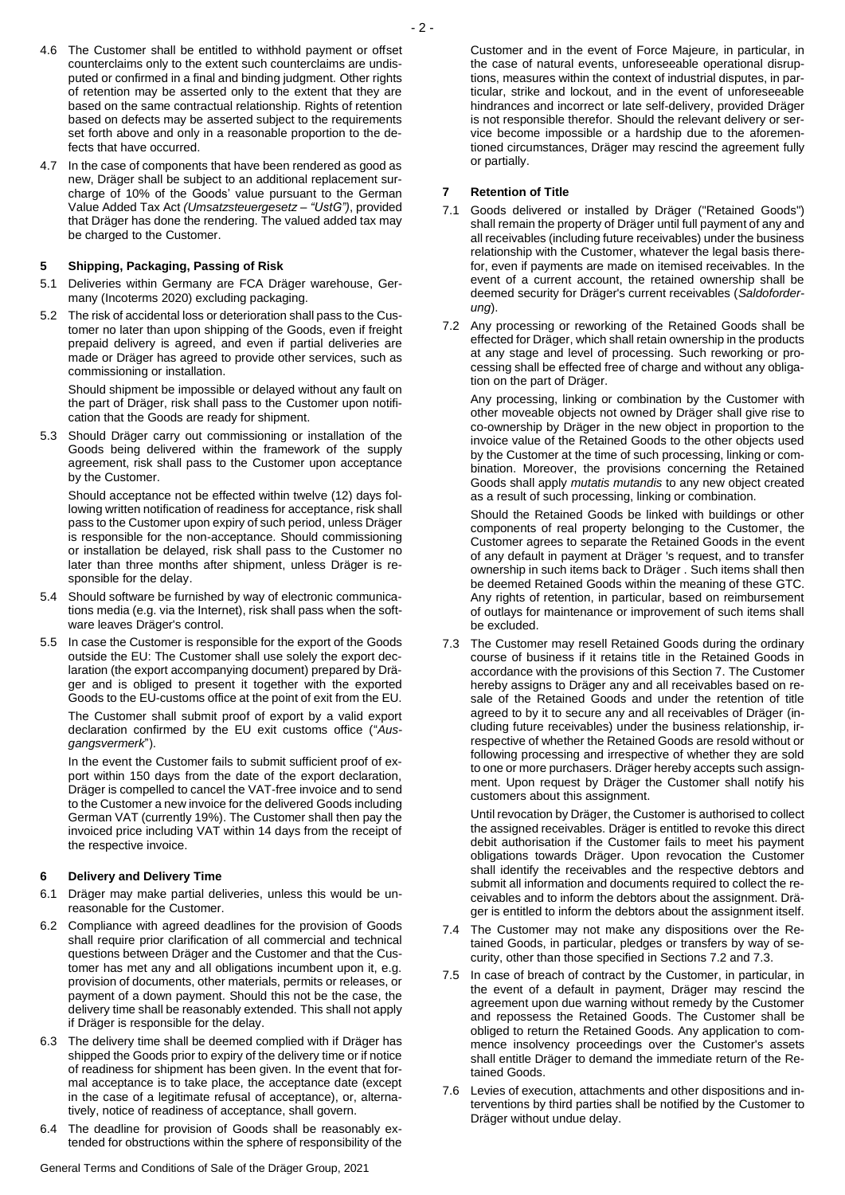4.6 The Customer shall be entitled to withhold payment or offset counterclaims only to the extent such counterclaims are undisputed or confirmed in a final and binding judgment. Other rights of retention may be asserted only to the extent that they are based on the same contractual relationship. Rights of retention based on defects may be asserted subject to the requirements set forth above and only in a reasonable proportion to the defects that have occurred.

4.7 In the case of components that have been rendered as good as new, Dräger shall be subject to an additional replacement surcharge of 10% of the Goods' value pursuant to the German Value Added Tax Act *(Umsatzsteuergesetz – "UstG")*, provided that Dräger has done the rendering. The valued added tax may be charged to the Customer.

## 5 Shipping, Packaging, Passing of Risk

5.1 Deliveries within Germany are FCA Dräger warehouse, Germany (Incoterms 2020) excluding packaging.

5.2 The risk of accidental loss or deterioration shall pass to the Customer no later than upon shipping of the Goods, even if freight prepaid delivery is agreed, and even if partial deliveries are made or Dräger has agreed to provide other services, such as commissioning or installation.

Should shipment be impossible or delayed without any fault on the part of Dräger, risk shall pass to the Customer upon notification that the Goods are ready for shipment.

5.3 Should Dräger carry out commissioning or installation of the Goods being delivered within the framework of the supply agreement, risk shall pass to the Customer upon acceptance by the Customer.

Should acceptance not be effected within twelve (12) days following written notification of readiness for acceptance, risk shall pass to the Customer upon expiry of such period, unless Dräger is responsible for the non-acceptance. Should commissioning or installation be delayed, risk shall pass to the Customer no later than three months after shipment, unless Dräger is responsible for the delay.

5.4 Should software be furnished by way of electronic communications media (e.g. via the Internet), risk shall pass when the software leaves Dräger's control.

5.5 In case the Customer is responsible for the export of the Goods outside the EU: The Customer shall use solely the export declaration (the export accompanying document) prepared by Dräger and is obliged to present it together with the exported Goods to the EU-customs office at the point of exit from the EU.

The Customer shall submit proof of export by a valid export declaration confirmed by the EU exit customs office ("*Ausgangsvermerk*").

In the event the Customer fails to submit sufficient proof of export within 150 days from the date of the export declaration, Dräger is compelled to cancel the VAT-free invoice and to send to the Customer a new invoice for the delivered Goods including German VAT (currently 19%). The Customer shall then pay the invoiced price including VAT within 14 days from the receipt of the respective invoice.

## 6 Delivery and Delivery Time

6.1 Dräger may make partial deliveries, unless this would be unreasonable for the Customer.

6.2 Compliance with agreed deadlines for the provision of Goods shall require prior clarification of all commercial and technical questions between Dräger and the Customer and that the Customer has met any and all obligations incumbent upon it, e.g. provision of documents, other materials, permits or releases, or payment of a down payment. Should this not be the case, the delivery time shall be reasonably extended. This shall not apply if Dräger is responsible for the delay.

6.3 The delivery time shall be deemed complied with if Dräger has shipped the Goods prior to expiry of the delivery time or if notice of readiness for shipment has been given. In the event that formal acceptance is to take place, the acceptance date (except in the case of a legitimate refusal of acceptance), or, alternatively, notice of readiness of acceptance, shall govern.

6.4 The deadline for provision of Goods shall be reasonably extended for obstructions within the sphere of responsibility of the Customer and in the event of Force Majeure, in particular, in the case of natural events, unforeseeable operational disruptions, measures within the context of industrial disputes, in particular, strike and lockout, and in the event of unforeseeable hindrances and incorrect or late self-delivery, provided Dräger is not responsible therefor. Should the relevant delivery or service become impossible or a hardship due to the aforementioned circumstances, Dräger may rescind the agreement fully or partially.

## 7 Retention of Title

7.1 Goods delivered or installed by Dräger ("Retained Goods") shall remain the property of Dräger until full payment of any and all receivables (including future receivables) under the business relationship with the Customer, whatever the legal basis therefor, even if payments are made on itemised receivables. In the event of a current account, the retained ownership shall be deemed security for Dräger's current receivables (*Saldoforderung*).

7.2 Any processing or reworking of the Retained Goods shall be effected for Dräger, which shall retain ownership in the products at any stage and level of processing. Such reworking or processing shall be effected free of charge and without any obligation on the part of Dräger.

Any processing, linking or combination by the Customer with other moveable objects not owned by Dräger shall give rise to co-ownership by Dräger in the new object in proportion to the invoice value of the Retained Goods to the other objects used by the Customer at the time of such processing, linking or combination. Moreover, the provisions concerning the Retained Goods shall apply *mutatis mutandis* to any new object created as a result of such processing, linking or combination.

Should the Retained Goods be linked with buildings or other components of real property belonging to the Customer, the Customer agrees to separate the Retained Goods in the event of any default in payment at Dräger 's request, and to transfer ownership in such items back to Dräger . Such items shall then be deemed Retained Goods within the meaning of these GTC. Any rights of retention, in particular, based on reimbursement of outlays for maintenance or improvement of such items shall be excluded.

7.3 The Customer may resell Retained Goods during the ordinary course of business if it retains title in the Retained Goods in accordance with the provisions of this Section 7. The Customer hereby assigns to Dräger any and all receivables based on resale of the Retained Goods and under the retention of title agreed to by it to secure any and all receivables of Dräger (including future receivables) under the business relationship, irrespective of whether the Retained Goods are resold without or following processing and irrespective of whether they are sold to one or more purchasers. Dräger hereby accepts such assignment. Upon request by Dräger the Customer shall notify his customers about this assignment.

Until revocation by Dräger, the Customer is authorised to collect the assigned receivables. Dräger is entitled to revoke this direct debit authorisation if the Customer fails to meet his payment obligations towards Dräger. Upon revocation the Customer shall identify the receivables and the respective debtors and submit all information and documents required to collect the receivables and to inform the debtors about the assignment. Dräger is entitled to inform the debtors about the assignment itself.

7.4 The Customer may not make any dispositions over the Retained Goods, in particular, pledges or transfers by way of security, other than those specified in Sections 7.2 and 7.3.

7.5 In case of breach of contract by the Customer, in particular, in the event of a default in payment, Dräger may rescind the agreement upon due warning without remedy by the Customer and repossess the Retained Goods. The Customer shall be obliged to return the Retained Goods. Any application to commence insolvency proceedings over the Customer's assets shall entitle Dräger to demand the immediate return of the Retained Goods.

7.6 Levies of execution, attachments and other dispositions and interventions by third parties shall be notified by the Customer to Dräger without undue delay.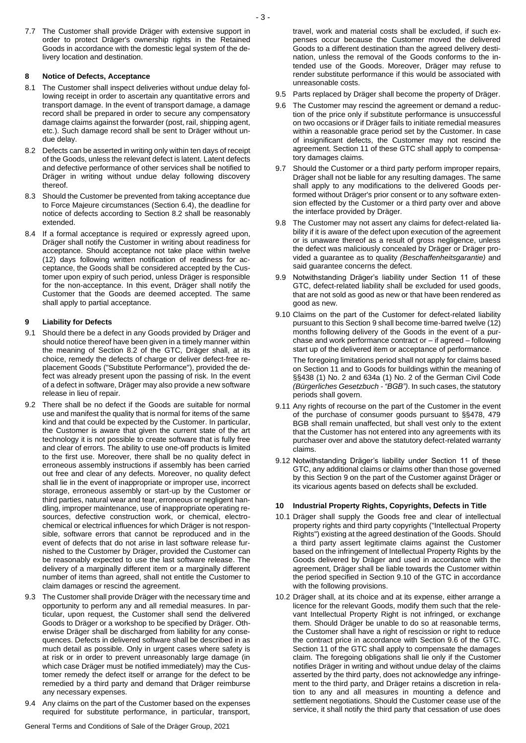7.7 The Customer shall provide Dräger with extensive support in order to protect Dräger's ownership rights in the Retained Goods in accordance with the domestic legal system of the delivery location and destination.

## 8 Notice of Defects, Acceptance

8.1 The Customer shall inspect deliveries without undue delay following receipt in order to ascertain any quantitative errors and transport damage. In the event of transport damage, a damage record shall be prepared in order to secure any compensatory damage claims against the forwarder (post, rail, shipping agent, etc.). Such damage record shall be sent to Dräger without undue delay.

8.2 Defects can be asserted in writing only within ten days of receipt of the Goods, unless the relevant defect is latent. Latent defects and defective performance of other services shall be notified to Dräger in writing without undue delay following discovery thereof.

8.3 Should the Customer be prevented from taking acceptance due to Force Majeure circumstances (Section 6.4), the deadline for notice of defects according to Section 8.2 shall be reasonably extended.

8.4 If a formal acceptance is required or expressly agreed upon, Dräger shall notify the Customer in writing about readiness for acceptance. Should acceptance not take place within twelve (12) days following written notification of readiness for acceptance, the Goods shall be considered accepted by the Customer upon expiry of such period, unless Dräger is responsible for the non-acceptance. In this event, Dräger shall notify the Customer that the Goods are deemed accepted. The same shall apply to partial acceptance.

## 9 Liability for Defects

9.1 Should there be a defect in any Goods provided by Dräger and should notice thereof have been given in a timely manner within the meaning of Section 8.2 of the GTC, Dräger shall, at its choice, remedy the defects of charge or deliver defect-free replacement Goods ("Substitute Performance"), provided the defect was already present upon the passing of risk. In the event of a defect in software, Dräger may also provide a new software release in lieu of repair.

9.2 There shall be no defect if the Goods are suitable for normal use and manifest the quality that is normal for items of the same kind and that could be expected by the Customer. In particular, the Customer is aware that given the current state of the art technology it is not possible to create software that is fully free and clear of errors. The ability to use one-off products is limited to the first use. Moreover, there shall be no quality defect in erroneous assembly instructions if assembly has been carried out free and clear of any defects. Moreover, no quality defect shall lie in the event of inappropriate or improper use, incorrect storage, erroneous assembly or start-up by the Customer or third parties, natural wear and tear, erroneous or negligent handling, improper maintenance, use of inappropriate operating resources, defective construction work, or chemical, electrochemical or electrical influences for which Dräger is not responsible, software errors that cannot be reproduced and in the event of defects that do not arise in last software release furnished to the Customer by Dräger, provided the Customer can be reasonably expected to use the last software release. The delivery of a marginally different item or a marginally different number of items than agreed, shall not entitle the Customer to claim damages or rescind the agreement.

9.3 The Customer shall provide Dräger with the necessary time and opportunity to perform any and all remedial measures. In particular, upon request, the Customer shall send the delivered Goods to Dräger or a workshop to be specified by Dräger. Otherwise Dräger shall be discharged from liability for any consequences. Defects in delivered software shall be described in as much detail as possible. Only in urgent cases where safety is at risk or in order to prevent unreasonably large damage (in which case Dräger must be notified immediately) may the Customer remedy the defect itself or arrange for the defect to be remedied by a third party and demand that Dräger reimburse any necessary expenses.

9.4 Any claims on the part of the Customer based on the expenses required for substitute performance, in particular, transport, travel, work and material costs shall be excluded, if such expenses occur because the Customer moved the delivered Goods to a different destination than the agreed delivery destination, unless the removal of the Goods conforms to the intended use of the Goods. Moreover, Dräger may refuse to render substitute performance if this would be associated with unreasonable costs.

9.5 Parts replaced by Dräger shall become the property of Dräger.

9.6 The Customer may rescind the agreement or demand a reduction of the price only if substitute performance is unsuccessful on two occasions or if Dräger fails to initiate remedial measures within a reasonable grace period set by the Customer. In case of insignificant defects, the Customer may not rescind the agreement. Section 11 of these GTC shall apply to compensatory damages claims.

9.7 Should the Customer or a third party perform improper repairs, Dräger shall not be liable for any resulting damages. The same shall apply to any modifications to the delivered Goods performed without Dräger's prior consent or to any software extension effected by the Customer or a third party over and above the interface provided by Dräger.

9.8 The Customer may not assert any claims for defect-related liability if it is aware of the defect upon execution of the agreement or is unaware thereof as a result of gross negligence, unless the defect was maliciously concealed by Dräger or Dräger provided a guarantee as to quality *(Beschaffenheitsgarantie)* and said guarantee concerns the defect.

9.9 Notwithstanding Dräger's liability under Section 11 of these GTC, defect-related liability shall be excluded for used goods, that are not sold as good as new or that have been rendered as good as new.

9.10 Claims on the part of the Customer for defect-related liability pursuant to this Section 9 shall become time-barred twelve (12) months following delivery of the Goods in the event of a purchase and work performance contract or – if agreed – following start up of the delivered item or acceptance of performance.

The foregoing limitations period shall not apply for claims based on Section 11 and to Goods for buildings within the meaning of §§438 (1) No. 2 and 634a (1) No. 2 of the German Civil Code *(Bürgerliches Gesetzbuch - "BGB")*. In such cases, the statutory periods shall govern.

9.11 Any rights of recourse on the part of the Customer in the event of the purchase of consumer goods pursuant to §§478, 479 BGB shall remain unaffected, but shall vest only to the extent that the Customer has not entered into any agreements with its purchaser over and above the statutory defect-related warranty claims.

9.12 Notwithstanding Dräger's liability under Section 11 of these GTC, any additional claims or claims other than those governed by this Section 9 on the part of the Customer against Dräger or its vicarious agents based on defects shall be excluded.

## 10 Industrial Property Rights, Copyrights, Defects in Title

10.1 Dräger shall supply the Goods free and clear of intellectual property rights and third party copyrights ("Intellectual Property Rights") existing at the agreed destination of the Goods. Should a third party assert legitimate claims against the Customer based on the infringement of Intellectual Property Rights by the Goods delivered by Dräger and used in accordance with the agreement, Dräger shall be liable towards the Customer within the period specified in Section 9.10 of the GTC in accordance with the following provisions.

10.2 Dräger shall, at its choice and at its expense, either arrange a licence for the relevant Goods, modify them such that the relevant Intellectual Property Right is not infringed, or exchange them. Should Dräger be unable to do so at reasonable terms, the Customer shall have a right of rescission or right to reduce the contract price in accordance with Section 9.6 of the GTC. Section 11 of the GTC shall apply to compensate the damages claim. The foregoing obligations shall lie only if the Customer notifies Dräger in writing and without undue delay of the claims asserted by the third party, does not acknowledge any infringement to the third party, and Dräger retains a discretion in relation to any and all measures in mounting a defence and settlement negotiations. Should the Customer cease use of the service, it shall notify the third party that cessation of use does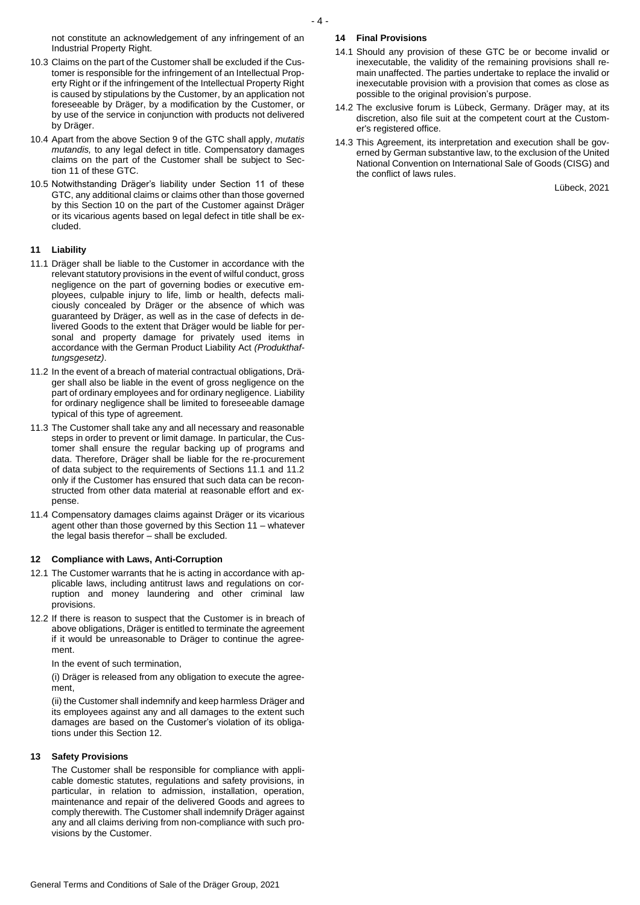not constitute an acknowledgement of any infringement of an Industrial Property Right.

10.3 Claims on the part of the Customer shall be excluded if the Customer is responsible for the infringement of an Intellectual Property Right or if the infringement of the Intellectual Property Right is caused by stipulations by the Customer, by an application not foreseeable by Dräger, by a modification by the Customer, or by use of the service in conjunction with products not delivered by Dräger.

10.4 Apart from the above Section 9 of the GTC shall apply, *mutatis mutandis,* to any legal defect in title. Compensatory damages claims on the part of the Customer shall be subject to Section 11 of these GTC.

10.5 Notwithstanding Dräger's liability under Section 11 of these GTC, any additional claims or claims other than those governed by this Section 10 on the part of the Customer against Dräger or its vicarious agents based on legal defect in title shall be excluded.

## 11 Liability

11.1 Dräger shall be liable to the Customer in accordance with the relevant statutory provisions in the event of wilful conduct, gross negligence on the part of governing bodies or executive employees, culpable injury to life, limb or health, defects maliciously concealed by Dräger or the absence of which was guaranteed by Dräger, as well as in the case of defects in delivered Goods to the extent that Dräger would be liable for personal and property damage for privately used items in accordance with the German Product Liability Act *(Produkthaftungsgesetz)*.

11.2 In the event of a breach of material contractual obligations, Dräger shall also be liable in the event of gross negligence on the part of ordinary employees and for ordinary negligence. Liability for ordinary negligence shall be limited to foreseeable damage typical of this type of agreement.

11.3 The Customer shall take any and all necessary and reasonable steps in order to prevent or limit damage. In particular, the Customer shall ensure the regular backing up of programs and data. Therefore, Dräger shall be liable for the re-procurement of data subject to the requirements of Sections 11.1 and 11.2 only if the Customer has ensured that such data can be reconstructed from other data material at reasonable effort and expense.

11.4 Compensatory damages claims against Dräger or its vicarious agent other than those governed by this Section 11 – whatever the legal basis therefor – shall be excluded.

## 12 Compliance with Laws, Anti-Corruption

12.1 The Customer warrants that he is acting in accordance with applicable laws, including antitrust laws and regulations on corruption and money laundering and other criminal law provisions.

12.2 If there is reason to suspect that the Customer is in breach of above obligations, Dräger is entitled to terminate the agreement if it would be unreasonable to Dräger to continue the agreement.

In the event of such termination,

(i) Dräger is released from any obligation to execute the agreement,

(ii) the Customer shall indemnify and keep harmless Dräger and its employees against any and all damages to the extent such damages are based on the Customer's violation of its obligations under this Section 12.

## 13 Safety Provisions

The Customer shall be responsible for compliance with applicable domestic statutes, regulations and safety provisions, in particular, in relation to admission, installation, operation, maintenance and repair of the delivered Goods and agrees to comply therewith. The Customer shall indemnify Dräger against any and all claims deriving from non-compliance with such provisions by the Customer.

## 14 Final Provisions

14.1 Should any provision of these GTC be or become invalid or inexecutable, the validity of the remaining provisions shall remain unaffected. The parties undertake to replace the invalid or inexecutable provision with a provision that comes as close as possible to the original provision's purpose.

14.2 The exclusive forum is Lübeck, Germany. Dräger may, at its discretion, also file suit at the competent court at the Customer's registered office.

14.3 This Agreement, its interpretation and execution shall be governed by German substantive law, to the exclusion of the United National Convention on International Sale of Goods (CISG) and the conflict of laws rules.

Lübeck, 2021